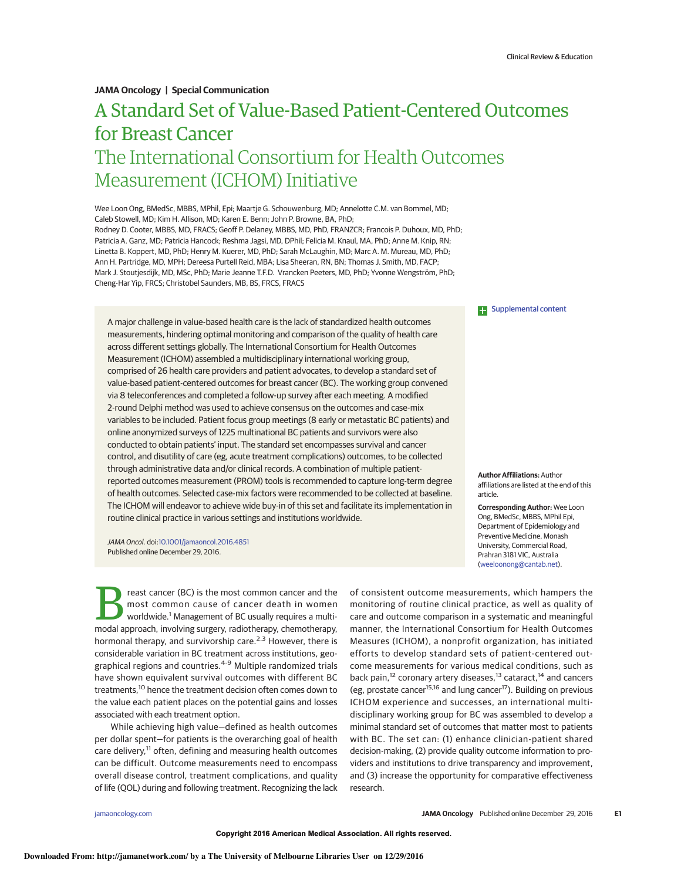JAMA Oncology | Special Communication

# A Standard Set of Value-Based Patient-Centered Outcomes for Breast Cancer

## The International Consortium for Health Outcomes Measurement (ICHOM) Initiative

Wee Loon Ong, BMedSc, MBBS, MPhil, Epi; Maartje G. Schouwenburg, MD; Annelotte C.M. van Bommel, MD; Caleb Stowell, MD; Kim H. Allison, MD; Karen E. Benn; John P. Browne, BA, PhD; Rodney D. Cooter, MBBS, MD, FRACS; Geoff P. Delaney, MBBS, MD, PhD, FRANZCR; Francois P. Duhoux, MD, PhD; Patricia A. Ganz, MD; Patricia Hancock; Reshma Jagsi, MD, DPhil; Felicia M. Knaul, MA, PhD; Anne M. Knip, RN; Linetta B. Koppert, MD, PhD; Henry M. Kuerer, MD, PhD; Sarah McLaughin, MD; Marc A. M. Mureau, MD, PhD; Ann H. Partridge, MD, MPH; Dereesa Purtell Reid, MBA; Lisa Sheeran, RN, BN; Thomas J. Smith, MD, FACP; Mark J. Stoutjesdijk, MD, MSc, PhD; Marie Jeanne T.F.D. Vrancken Peeters, MD, PhD; Yvonne Wengström, PhD; Cheng-Har Yip, FRCS; Christobel Saunders, MB, BS, FRCS, FRACS

A major challenge in value-based health care is the lack of standardized health outcomes measurements, hindering optimal monitoring and comparison of the quality of health care across different settings globally. The International Consortium for Health Outcomes Measurement (ICHOM) assembled a multidisciplinary international working group, comprised of 26 health care providers and patient advocates, to develop a standard set of value-based patient-centered outcomes for breast cancer (BC). The working group convened via 8 teleconferences and completed a follow-up survey after each meeting. A modified 2-round Delphi method was used to achieve consensus on the outcomes and case-mix variables to be included. Patient focus group meetings (8 early or metastatic BC patients) and online anonymized surveys of 1225 multinational BC patients and survivors were also conducted to obtain patients' input. The standard set encompasses survival and cancer control, and disutility of care (eg, acute treatment complications) outcomes, to be collected through administrative data and/or clinical records. A combination of multiple patient-reported outcomes measurement (PROM) tools is recommended to capture long-term degree of health outcomes. Selected case-mix factors were recommended to be collected at baseline. The ICHOM will endeavor to achieve wide buy-in of this set and facilitate its implementation in routine clinical practice in various settings and institutions worldwide.

*JAMA Oncol*. doi:10.1001/jamaoncol.2016.4851
Published online December 29, 2016.

Supplemental content

**Author Affiliations:** Author affiliations are listed at the end of this article.

**Corresponding Author:** Wee Loon Ong, BMedSc, MBBS, MPhil Epi, Department of Epidemiology and Preventive Medicine, Monash University, Commercial Road, Prahran 3181 VIC, Australia (weeloonong@cantab.net).

Breast cancer (BC) is the most common cancer and the most common cause of cancer death in women worldwide.[1] Management of BC usually requires a multimodal approach, involving surgery, radiotherapy, chemotherapy, hormonal therapy, and survivorship care.[2,3] However, there is considerable variation in BC treatment across institutions, geographical regions and countries.[4-9] Multiple randomized trials have shown equivalent survival outcomes with different BC treatments,[10] hence the treatment decision often comes down to the value each patient places on the potential gains and losses associated with each treatment option.

While achieving high value—defined as health outcomes per dollar spent—for patients is the overarching goal of health care delivery,[11] often, defining and measuring health outcomes can be difficult. Outcome measurements need to encompass overall disease control, treatment complications, and quality of life (QOL) during and following treatment. Recognizing the lack of consistent outcome measurements, which hampers the monitoring of routine clinical practice, as well as quality of care and outcome comparison in a systematic and meaningful manner, the International Consortium for Health Outcomes Measures (ICHOM), a nonprofit organization, has initiated efforts to develop standard sets of patient-centered outcome measurements for various medical conditions, such as back pain,[12] coronary artery diseases,[13] cataract,[14] and cancers (eg, prostate cancer[15,16] and lung cancer[17]). Building on previous ICHOM experience and successes, an international multidisciplinary working group for BC was assembled to develop a minimal standard set of outcomes that matter most to patients with BC. The set can: (1) enhance clinician-patient shared decision-making, (2) provide quality outcome information to providers and institutions to drive transparency and improvement, and (3) increase the opportunity for comparative effectiveness research.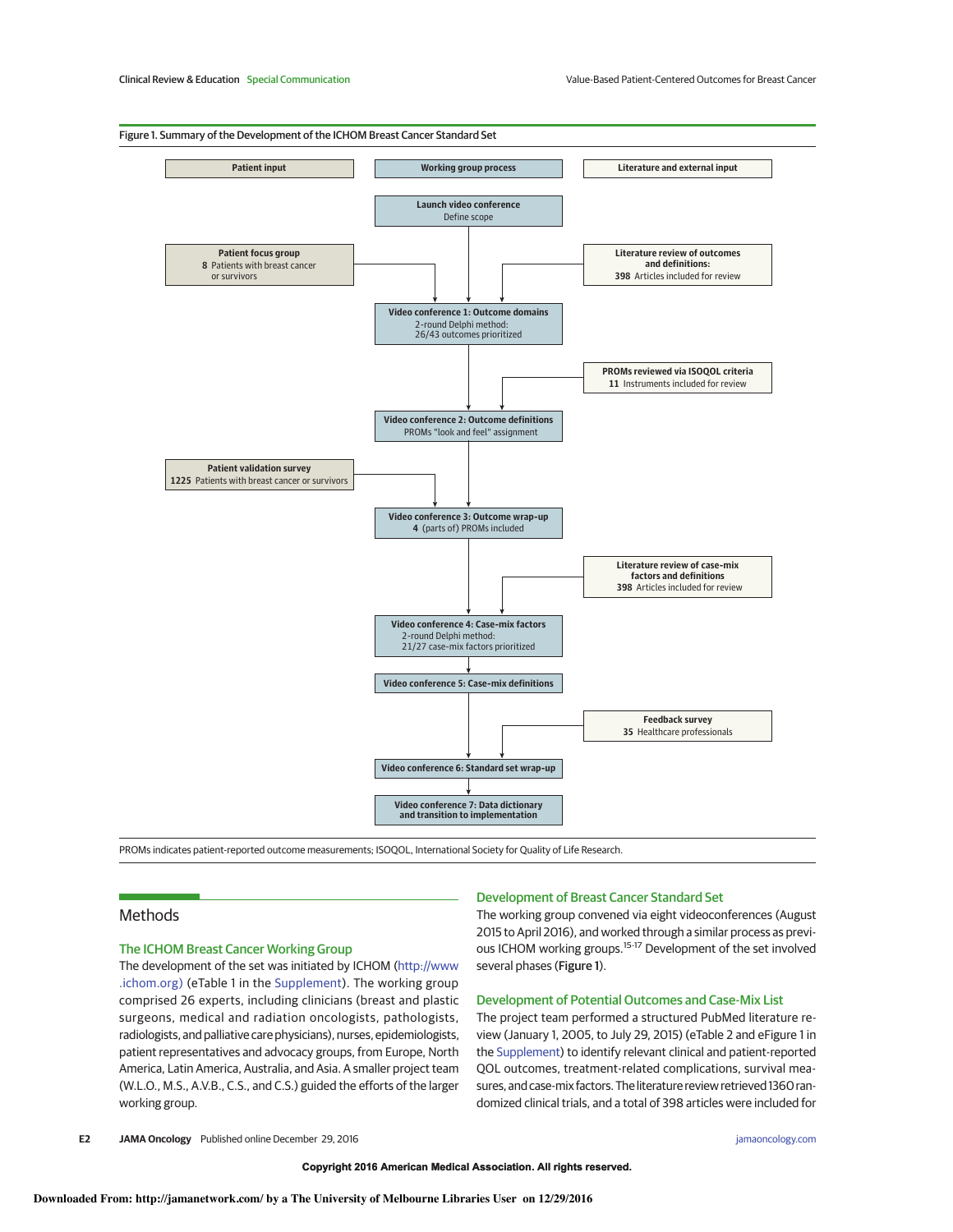Figure 1. Summary of the Development of the ICHOM Breast Cancer Standard Set

| Patient input | Working group process | Literature and external input |
|---|---|---|
| | **Launch video conference** Define scope | |
| **Patient focus group** 8 Patients with breast cancer or survivors | | **Literature review of outcomes and definitions:** 398 Articles included for review |
| | **Video conference 1: Outcome domains** 2-round Delphi method: 26/43 outcomes prioritized | |
| | | **PROMs reviewed via ISOQOL criteria** 11 Instruments included for review |
| | **Video conference 2: Outcome definitions** PROMs "look and feel" assignment | |
| **Patient validation survey** 1225 Patients with breast cancer or survivors | | |
| | **Video conference 3: Outcome wrap-up** 4 (parts of) PROMs included | |
| | | **Literature review of case-mix factors and definitions** 398 Articles included for review |
| | **Video conference 4: Case-mix factors** 2-round Delphi method: 21/27 case-mix factors prioritized | |
| | **Video conference 5: Case-mix definitions** | |
| | | **Feedback survey** 35 Healthcare professionals |
| | **Video conference 6: Standard set wrap-up** | |
| | **Video conference 7: Data dictionary and transition to implementation** | |

PROMs indicates patient-reported outcome measurements; ISOQOL, International Society for Quality of Life Research.

## Methods

### The ICHOM Breast Cancer Working Group

The development of the set was initiated by ICHOM (http://www.ichom.org) (eTable 1 in the Supplement). The working group comprised 26 experts, including clinicians (breast and plastic surgeons, medical and radiation oncologists, pathologists, radiologists, and palliative care physicians), nurses, epidemiologists, patient representatives and advocacy groups, from Europe, North America, Latin America, Australia, and Asia. A smaller project team (W.L.O., M.S., A.V.B., C.S., and C.S.) guided the efforts of the larger working group.

### Development of Breast Cancer Standard Set

The working group convened via eight videoconferences (August 2015 to April 2016), and worked through a similar process as previous ICHOM working groups.[15-17] Development of the set involved several phases (Figure 1).

### Development of Potential Outcomes and Case-Mix List

The project team performed a structured PubMed literature review (January 1, 2005, to July 29, 2015) (eTable 2 and eFigure 1 in the Supplement) to identify relevant clinical and patient-reported QOL outcomes, treatment-related complications, survival measures, and case-mix factors. The literature review retrieved 1360 randomized clinical trials, and a total of 398 articles were included for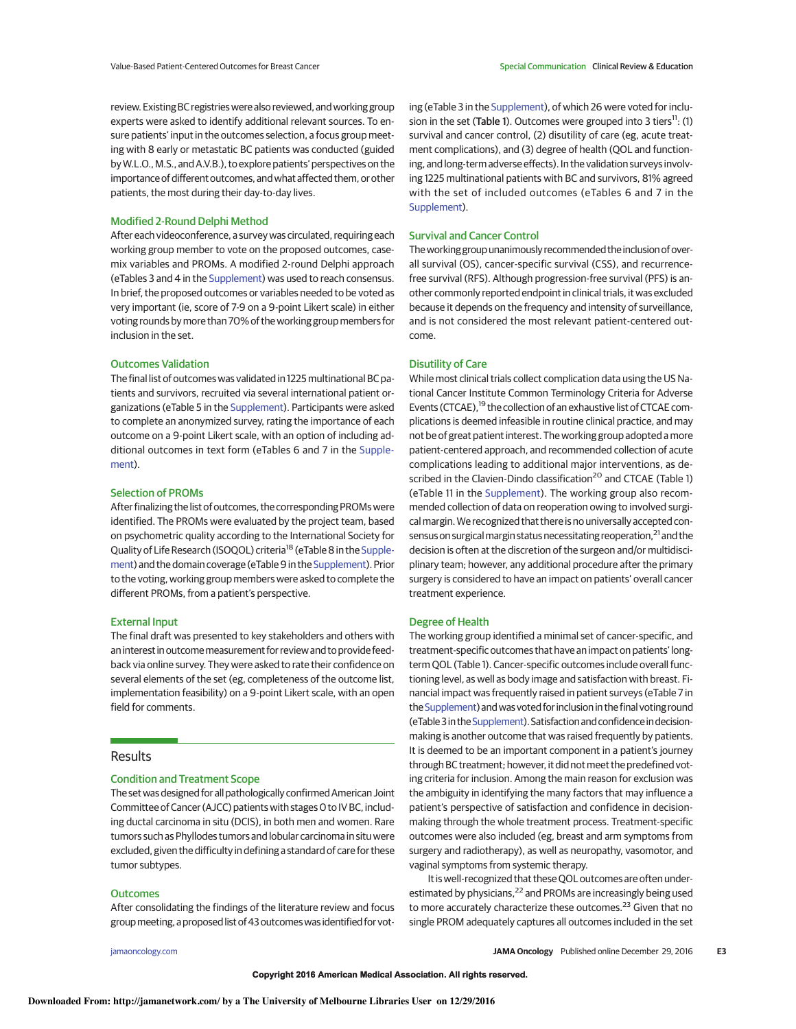review. Existing BC registries were also reviewed, and working group experts were asked to identify additional relevant sources. To ensure patients' input in the outcomes selection, a focus group meeting with 8 early or metastatic BC patients was conducted (guided by W.L.O., M.S., and A.V.B.), to explore patients' perspectives on the importance of different outcomes, and what affected them, or other patients, the most during their day-to-day lives.

### Modified 2-Round Delphi Method

After each videoconference, a survey was circulated, requiring each working group member to vote on the proposed outcomes, case-mix variables and PROMs. A modified 2-round Delphi approach (eTables 3 and 4 in the Supplement) was used to reach consensus. In brief, the proposed outcomes or variables needed to be voted as very important (ie, score of 7-9 on a 9-point Likert scale) in either voting rounds by more than 70% of the working group members for inclusion in the set.

### Outcomes Validation

The final list of outcomes was validated in 1225 multinational BC patients and survivors, recruited via several international patient organizations (eTable 5 in the Supplement). Participants were asked to complete an anonymized survey, rating the importance of each outcome on a 9-point Likert scale, with an option of including additional outcomes in text form (eTables 6 and 7 in the Supplement).

### Selection of PROMs

After finalizing the list of outcomes, the corresponding PROMs were identified. The PROMs were evaluated by the project team, based on psychometric quality according to the International Society for Quality of Life Research (ISOQOL) criteria[18] (eTable 8 in the Supplement) and the domain coverage (eTable 9 in the Supplement). Prior to the voting, working group members were asked to complete the different PROMs, from a patient's perspective.

### External Input

The final draft was presented to key stakeholders and others with an interest in outcome measurement for review and to provide feedback via online survey. They were asked to rate their confidence on several elements of the set (eg, completeness of the outcome list, implementation feasibility) on a 9-point Likert scale, with an open field for comments.

## Results

### Condition and Treatment Scope

The set was designed for all pathologically confirmed American Joint Committee of Cancer (AJCC) patients with stages 0 to IV BC, including ductal carcinoma in situ (DCIS), in both men and women. Rare tumors such as Phyllodes tumors and lobular carcinoma in situ were excluded, given the difficulty in defining a standard of care for these tumor subtypes.

### Outcomes

After consolidating the findings of the literature review and focus group meeting, a proposed list of 43 outcomes was identified for voting (eTable 3 in the Supplement), of which 26 were voted for inclusion in the set (**Table 1**). Outcomes were grouped into 3 tiers[11]: (1) survival and cancer control, (2) disutility of care (eg, acute treatment complications), and (3) degree of health (QOL and functioning, and long-term adverse effects). In the validation surveys involving 1225 multinational patients with BC and survivors, 81% agreed with the set of included outcomes (eTables 6 and 7 in the Supplement).

### Survival and Cancer Control

The working group unanimously recommended the inclusion of overall survival (OS), cancer-specific survival (CSS), and recurrence-free survival (RFS). Although progression-free survival (PFS) is another commonly reported endpoint in clinical trials, it was excluded because it depends on the frequency and intensity of surveillance, and is not considered the most relevant patient-centered outcome.

### Disutility of Care

While most clinical trials collect complication data using the US National Cancer Institute Common Terminology Criteria for Adverse Events (CTCAE),[19] the collection of an exhaustive list of CTCAE complications is deemed infeasible in routine clinical practice, and may not be of great patient interest. The working group adopted a more patient-centered approach, and recommended collection of acute complications leading to additional major interventions, as described in the Clavien-Dindo classification[20] and CTCAE (Table 1) (eTable 11 in the Supplement). The working group also recommended collection of data on reoperation owing to involved surgical margin. We recognized that there is no universally accepted consensus on surgical margin status necessitating reoperation,[21] and the decision is often at the discretion of the surgeon and/or multidisciplinary team; however, any additional procedure after the primary surgery is considered to have an impact on patients' overall cancer treatment experience.

### Degree of Health

The working group identified a minimal set of cancer-specific, and treatment-specific outcomes that have an impact on patients' long-term QOL (Table 1). Cancer-specific outcomes include overall functioning level, as well as body image and satisfaction with breast. Financial impact was frequently raised in patient surveys (eTable 7 in the Supplement) and was voted for inclusion in the final voting round (eTable 3 in the Supplement). Satisfaction and confidence in decision-making is another outcome that was raised frequently by patients. It is deemed to be an important component in a patient's journey through BC treatment; however, it did not meet the predefined voting criteria for inclusion. Among the main reason for exclusion was the ambiguity in identifying the many factors that may influence a patient's perspective of satisfaction and confidence in decision-making through the whole treatment process. Treatment-specific outcomes were also included (eg, breast and arm symptoms from surgery and radiotherapy), as well as neuropathy, vasomotor, and vaginal symptoms from systemic therapy.

It is well-recognized that these QOL outcomes are often underestimated by physicians,[22] and PROMs are increasingly being used to more accurately characterize these outcomes.[23] Given that no single PROM adequately captures all outcomes included in the set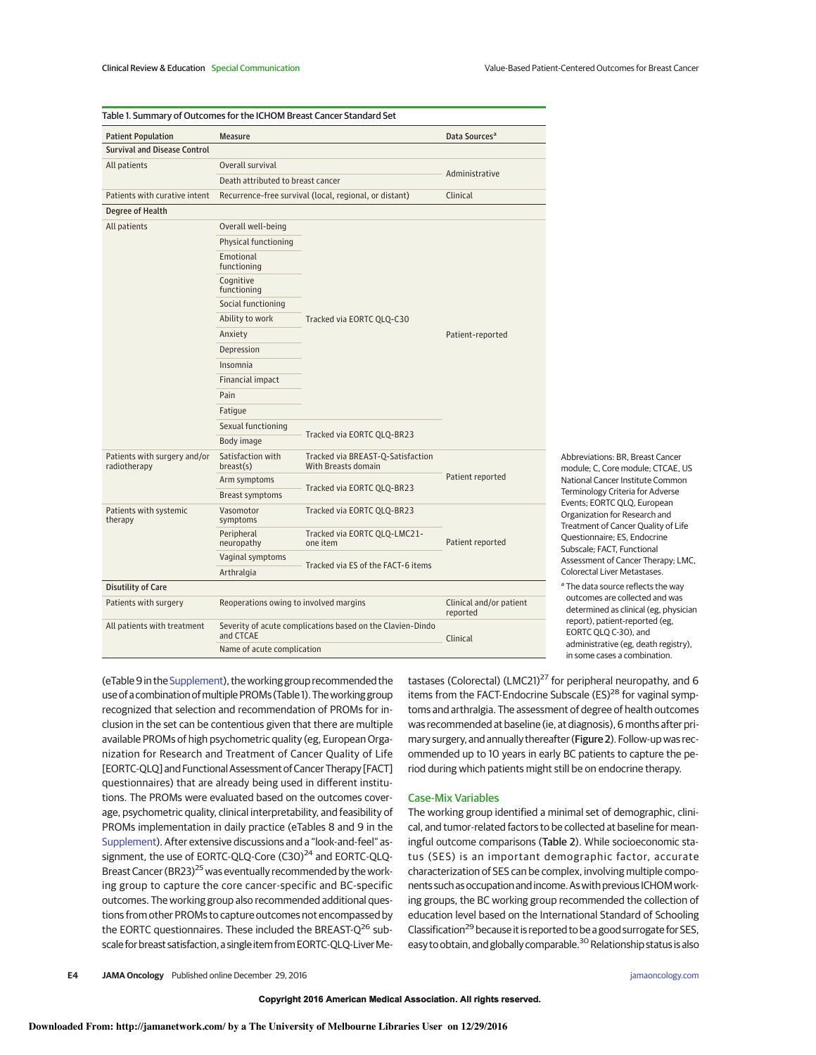Table 1. Summary of Outcomes for the ICHOM Breast Cancer Standard Set

| Patient Population | Measure | | Data Sources[a] |
|---|---|---|---|
| **Survival and Disease Control** | | | |
| All patients | Overall survival | | Administrative |
| | Death attributed to breast cancer | | |
| Patients with curative intent | Recurrence-free survival (local, regional, or distant) | | Clinical |
| **Degree of Health** | | | |
| All patients | Overall well-being | Tracked via EORTC QLQ-C30 | Patient-reported |
| | Physical functioning | | |
| | Emotional functioning | | |
| | Cognitive functioning | | |
| | Social functioning | | |
| | Ability to work | | |
| | Anxiety | | |
| | Depression | | |
| | Insomnia | | |
| | Financial impact | | |
| | Pain | | |
| | Fatigue | | |
| | Sexual functioning | Tracked via EORTC QLQ-BR23 | |
| | Body image | | |
| Patients with surgery and/or radiotherapy | Satisfaction with breast(s) | Tracked via BREAST-Q-Satisfaction With Breasts domain | Patient reported |
| | Arm symptoms | Tracked via EORTC QLQ-BR23 | |
| | Breast symptoms | | |
| Patients with systemic therapy | Vasomotor symptoms | Tracked via EORTC QLQ-BR23 | Patient reported |
| | Peripheral neuropathy | Tracked via EORTC QLQ-LMC21-one item | |
| | Vaginal symptoms | Tracked via ES of the FACT-6 items | |
| | Arthralgia | | |
| **Disutility of Care** | | | |
| Patients with surgery | Reoperations owing to involved margins | | Clinical and/or patient reported |
| All patients with treatment | Severity of acute complications based on the Clavien-Dindo and CTCAE | | Clinical |
| | Name of acute complication | | |

Abbreviations: BR, Breast Cancer module; C, Core module; CTCAE, US National Cancer Institute Common Terminology Criteria for Adverse Events; EORTC QLQ, European Organization for Research and Treatment of Cancer Quality of Life Questionnaire; ES, Endocrine Subscale; FACT, Functional Assessment of Cancer Therapy; LMC, Colorectal Liver Metastases.

[a] The data source reflects the way outcomes are collected and was determined as clinical (eg, physician report), patient-reported (eg, EORTC QLQ C-30), and administrative (eg, death registry), in some cases a combination.

(eTable 9 in the Supplement), the working group recommended the use of a combination of multiple PROMs (Table 1). The working group recognized that selection and recommendation of PROMs for inclusion in the set can be contentious given that there are multiple available PROMs of high psychometric quality (eg, European Organization for Research and Treatment of Cancer Quality of Life [EORTC-QLQ] and Functional Assessment of Cancer Therapy [FACT] questionnaires) that are already being used in different institutions. The PROMs were evaluated based on the outcomes coverage, psychometric quality, clinical interpretability, and feasibility of PROMs implementation in daily practice (eTables 8 and 9 in the Supplement). After extensive discussions and a "look-and-feel" assignment, the use of EORTC-QLQ-Core (C30)[24] and EORTC-QLQ-Breast Cancer (BR23)[25] was eventually recommended by the working group to capture the core cancer-specific and BC-specific outcomes. The working group also recommended additional questions from other PROMs to capture outcomes not encompassed by the EORTC questionnaires. These included the BREAST-Q[26] subscale for breast satisfaction, a single item from EORTC-QLQ-Liver Metastases (Colorectal) (LMC21)[27] for peripheral neuropathy, and 6 items from the FACT-Endocrine Subscale (ES)[28] for vaginal symptoms and arthralgia. The assessment of degree of health outcomes was recommended at baseline (ie, at diagnosis), 6 months after primary surgery, and annually thereafter (Figure 2). Follow-up was recommended up to 10 years in early BC patients to capture the period during which patients might still be on endocrine therapy.

## Case-Mix Variables

The working group identified a minimal set of demographic, clinical, and tumor-related factors to be collected at baseline for meaningful outcome comparisons (Table 2). While socioeconomic status (SES) is an important demographic factor, accurate characterization of SES can be complex, involving multiple components such as occupation and income. As with previous ICHOM working groups, the BC working group recommended the collection of education level based on the International Standard of Schooling Classification[29] because it is reported to be a good surrogate for SES, easy to obtain, and globally comparable.[30] Relationship status is also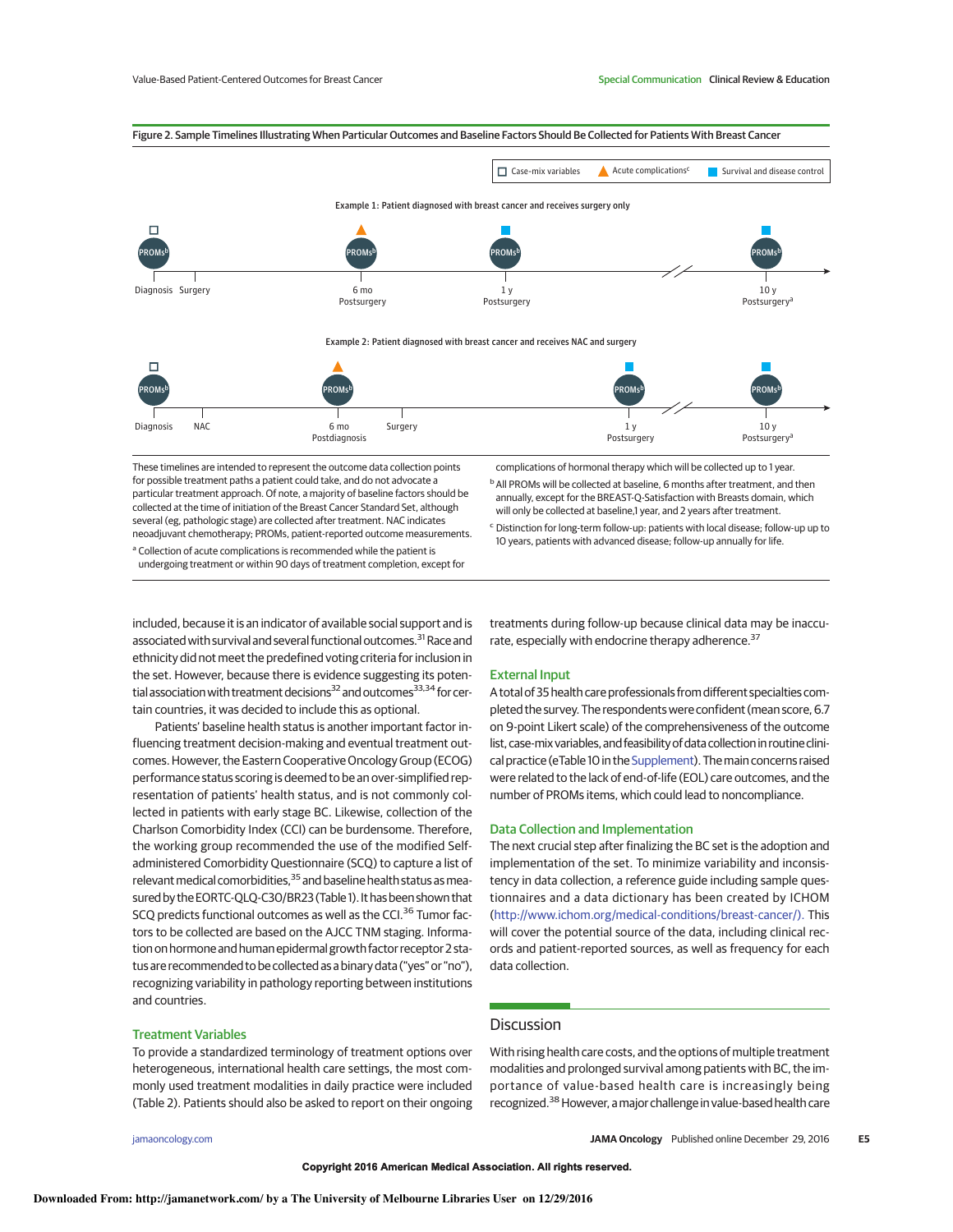Figure 2. Sample Timelines Illustrating When Particular Outcomes and Baseline Factors Should Be Collected for Patients With Breast Cancer

Case-mix variables | Acute complications[c] | Survival and disease control

Example 1: Patient diagnosed with breast cancer and receives surgery only

PROMs[b] — Diagnosis; Surgery; PROMs[b] — 6 mo Postsurgery; PROMs[b] — 1 y Postsurgery; PROMs[b] — 10 y Postsurgery[a]

Example 2: Patient diagnosed with breast cancer and receives NAC and surgery

PROMs[b] — Diagnosis; NAC; PROMs[b] — 6 mo Postdiagnosis; Surgery; PROMs[b] — 1 y Postsurgery; PROMs[b] — 10 y Postsurgery[a]

These timelines are intended to represent the outcome data collection points for possible treatment paths a patient could take, and do not advocate a particular treatment approach. Of note, a majority of baseline factors should be collected at the time of initiation of the Breast Cancer Standard Set, although several (eg, pathologic stage) are collected after treatment. NAC indicates neoadjuvant chemotherapy; PROMs, patient-reported outcome measurements.

[a] Collection of acute complications is recommended while the patient is undergoing treatment or within 90 days of treatment completion, except for complications of hormonal therapy which will be collected up to 1 year.

[b] All PROMs will be collected at baseline, 6 months after treatment, and then annually, except for the BREAST-Q-Satisfaction with Breasts domain, which will only be collected at baseline,1 year, and 2 years after treatment.

[c] Distinction for long-term follow-up: patients with local disease; follow-up up to 10 years, patients with advanced disease; follow-up annually for life.

included, because it is an indicator of available social support and is associated with survival and several functional outcomes.[31] Race and ethnicity did not meet the predefined voting criteria for inclusion in the set. However, because there is evidence suggesting its potential association with treatment decisions[32] and outcomes[33,34] for certain countries, it was decided to include this as optional.

Patients' baseline health status is another important factor influencing treatment decision-making and eventual treatment outcomes. However, the Eastern Cooperative Oncology Group (ECOG) performance status scoring is deemed to be an over-simplified representation of patients' health status, and is not commonly collected in patients with early stage BC. Likewise, collection of the Charlson Comorbidity Index (CCI) can be burdensome. Therefore, the working group recommended the use of the modified Self-administered Comorbidity Questionnaire (SCQ) to capture a list of relevant medical comorbidities,[35] and baseline health status as measured by the EORTC-QLQ-C30/BR23 (Table 1). It has been shown that SCQ predicts functional outcomes as well as the CCI.[36] Tumor factors to be collected are based on the AJCC TNM staging. Information on hormone and human epidermal growth factor receptor 2 status are recommended to be collected as a binary data ("yes" or "no"), recognizing variability in pathology reporting between institutions and countries.

### Treatment Variables

To provide a standardized terminology of treatment options over heterogeneous, international health care settings, the most commonly used treatment modalities in daily practice were included (Table 2). Patients should also be asked to report on their ongoing treatments during follow-up because clinical data may be inaccurate, especially with endocrine therapy adherence.[37]

### External Input

A total of 35 health care professionals from different specialties completed the survey. The respondents were confident (mean score, 6.7 on 9-point Likert scale) of the comprehensiveness of the outcome list, case-mix variables, and feasibility of data collection in routine clinical practice (eTable 10 in the Supplement). The main concerns raised were related to the lack of end-of-life (EOL) care outcomes, and the number of PROMs items, which could lead to noncompliance.

### Data Collection and Implementation

The next crucial step after finalizing the BC set is the adoption and implementation of the set. To minimize variability and inconsistency in data collection, a reference guide including sample questionnaires and a data dictionary has been created by ICHOM (http://www.ichom.org/medical-conditions/breast-cancer/). This will cover the potential source of the data, including clinical records and patient-reported sources, as well as frequency for each data collection.

## Discussion

With rising health care costs, and the options of multiple treatment modalities and prolonged survival among patients with BC, the importance of value-based health care is increasingly being recognized.[38] However, a major challenge in value-based health care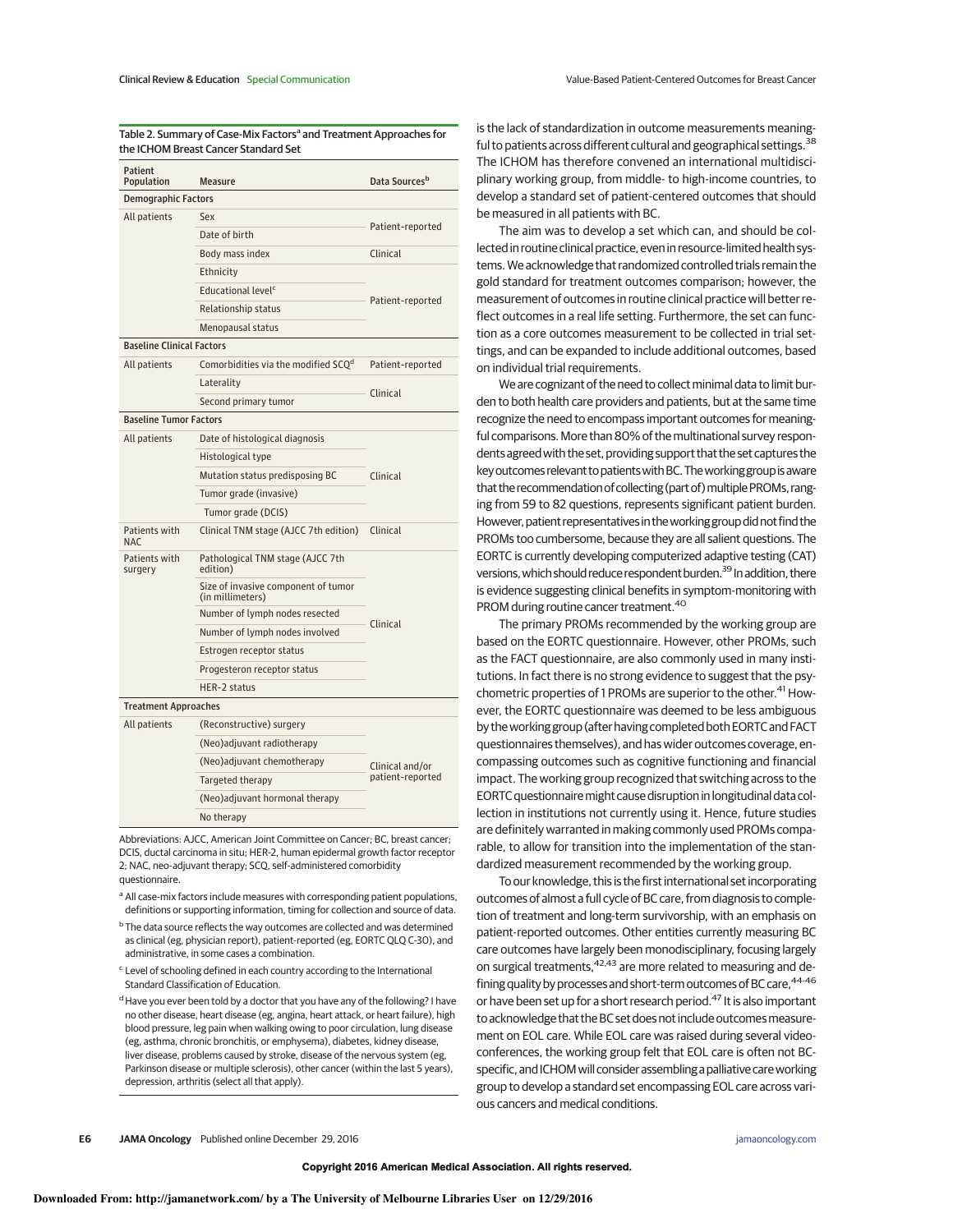Table 2. Summary of Case-Mix Factors[a] and Treatment Approaches for the ICHOM Breast Cancer Standard Set

| Patient Population | Measure | Data Sources[b] |
|---|---|---|
| **Demographic Factors** | | |
| All patients | Sex | Patient-reported |
| | Date of birth | Patient-reported |
| | Body mass index | Clinical |
| | Ethnicity | Patient-reported |
| | Educational level[c] | Patient-reported |
| | Relationship status | Patient-reported |
| | Menopausal status | Patient-reported |
| **Baseline Clinical Factors** | | |
| All patients | Comorbidities via the modified SCQ[d] | Patient-reported |
| | Laterality | Clinical |
| | Second primary tumor | Clinical |
| **Baseline Tumor Factors** | | |
| All patients | Date of histological diagnosis | Clinical |
| | Histological type | Clinical |
| | Mutation status predisposing BC | Clinical |
| | Tumor grade (invasive) | Clinical |
| | Tumor grade (DCIS) | Clinical |
| Patients with NAC | Clinical TNM stage (AJCC 7th edition) | Clinical |
| Patients with surgery | Pathological TNM stage (AJCC 7th edition) | Clinical |
| | Size of invasive component of tumor (in millimeters) | Clinical |
| | Number of lymph nodes resected | Clinical |
| | Number of lymph nodes involved | Clinical |
| | Estrogen receptor status | Clinical |
| | Progesteron receptor status | Clinical |
| | HER-2 status | Clinical |
| **Treatment Approaches** | | |
| All patients | (Reconstructive) surgery | Clinical and/or patient-reported |
| | (Neo)adjuvant radiotherapy | Clinical and/or patient-reported |
| | (Neo)adjuvant chemotherapy | Clinical and/or patient-reported |
| | Targeted therapy | Clinical and/or patient-reported |
| | (Neo)adjuvant hormonal therapy | Clinical and/or patient-reported |
| | No therapy | Clinical and/or patient-reported |

Abbreviations: AJCC, American Joint Committee on Cancer; BC, breast cancer; DCIS, ductal carcinoma in situ; HER-2, human epidermal growth factor receptor 2; NAC, neo-adjuvant therapy; SCQ, self-administered comorbidity questionnaire.

[a] All case-mix factors include measures with corresponding patient populations, definitions or supporting information, timing for collection and source of data.

[b] The data source reflects the way outcomes are collected and was determined as clinical (eg, physician report), patient-reported (eg, EORTC QLQ C-30), and administrative, in some cases a combination.

[c] Level of schooling defined in each country according to the International Standard Classification of Education.

[d] Have you ever been told by a doctor that you have any of the following? I have no other disease, heart disease (eg, angina, heart attack, or heart failure), high blood pressure, leg pain when walking owing to poor circulation, lung disease (eg, asthma, chronic bronchitis, or emphysema), diabetes, kidney disease, liver disease, problems caused by stroke, disease of the nervous system (eg, Parkinson disease or multiple sclerosis), other cancer (within the last 5 years), depression, arthritis (select all that apply).

is the lack of standardization in outcome measurements meaningful to patients across different cultural and geographical settings.[38] The ICHOM has therefore convened an international multidisciplinary working group, from middle- to high-income countries, to develop a standard set of patient-centered outcomes that should be measured in all patients with BC.

The aim was to develop a set which can, and should be collected in routine clinical practice, even in resource-limited health systems. We acknowledge that randomized controlled trials remain the gold standard for treatment outcomes comparison; however, the measurement of outcomes in routine clinical practice will better reflect outcomes in a real life setting. Furthermore, the set can function as a core outcomes measurement to be collected in trial settings, and can be expanded to include additional outcomes, based on individual trial requirements.

We are cognizant of the need to collect minimal data to limit burden to both health care providers and patients, but at the same time recognize the need to encompass important outcomes for meaningful comparisons. More than 80% of the multinational survey respondents agreed with the set, providing support that the set captures the key outcomes relevant to patients with BC. The working group is aware that the recommendation of collecting (part of) multiple PROMs, ranging from 59 to 82 questions, represents significant patient burden. However, patient representatives in the working group did not find the PROMs too cumbersome, because they are all salient questions. The EORTC is currently developing computerized adaptive testing (CAT) versions, which should reduce respondent burden.[39] In addition, there is evidence suggesting clinical benefits in symptom-monitoring with PROM during routine cancer treatment.[40]

The primary PROMs recommended by the working group are based on the EORTC questionnaire. However, other PROMs, such as the FACT questionnaire, are also commonly used in many institutions. In fact there is no strong evidence to suggest that the psychometric properties of 1 PROMs are superior to the other.[41] However, the EORTC questionnaire was deemed to be less ambiguous by the working group (after having completed both EORTC and FACT questionnaires themselves), and has wider outcomes coverage, encompassing outcomes such as cognitive functioning and financial impact. The working group recognized that switching across to the EORTC questionnaire might cause disruption in longitudinal data collection in institutions not currently using it. Hence, future studies are definitely warranted in making commonly used PROMs comparable, to allow for transition into the implementation of the standardized measurement recommended by the working group.

To our knowledge, this is the first international set incorporating outcomes of almost a full cycle of BC care, from diagnosis to completion of treatment and long-term survivorship, with an emphasis on patient-reported outcomes. Other entities currently measuring BC care outcomes have largely been monodisciplinary, focusing largely on surgical treatments,[42,43] are more related to measuring and defining quality by processes and short-term outcomes of BC care,[44-46] or have been set up for a short research period.[47] It is also important to acknowledge that the BC set does not include outcomes measurement on EOL care. While EOL care was raised during several videoconferences, the working group felt that EOL care is often not BC-specific, and ICHOM will consider assembling a palliative care working group to develop a standard set encompassing EOL care across various cancers and medical conditions.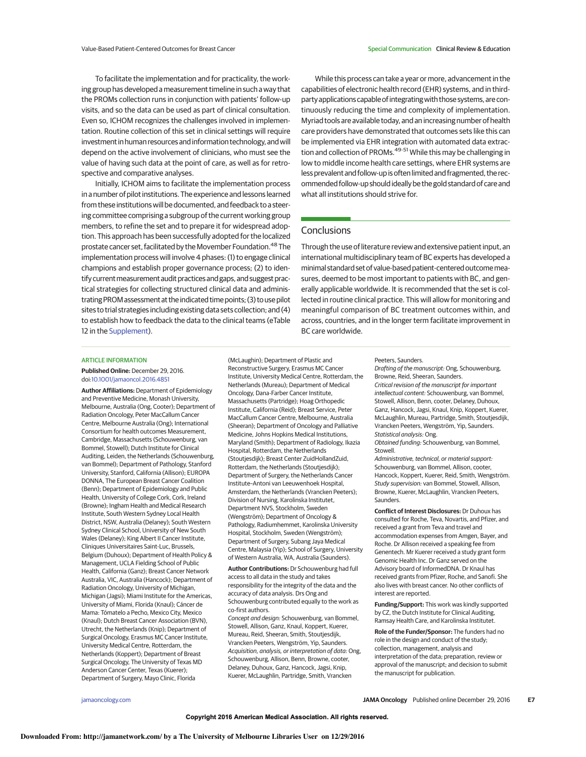To facilitate the implementation and for practicality, the working group has developed a measurement timeline in such a way that the PROMs collection runs in conjunction with patients' follow-up visits, and so the data can be used as part of clinical consultation. Even so, ICHOM recognizes the challenges involved in implementation. Routine collection of this set in clinical settings will require investment in human resources and information technology, and will depend on the active involvement of clinicians, who must see the value of having such data at the point of care, as well as for retrospective and comparative analyses.

Initially, ICHOM aims to facilitate the implementation process in a number of pilot institutions. The experience and lessons learned from these institutions will be documented, and feedback to a steering committee comprising a subgroup of the current working group members, to refine the set and to prepare it for widespread adoption. This approach has been successfully adopted for the localized prostate cancer set, facilitated by the Movember Foundation.[48] The implementation process will involve 4 phases: (1) to engage clinical champions and establish proper governance process; (2) to identify current measurement audit practices and gaps, and suggest practical strategies for collecting structured clinical data and administrating PROM assessment at the indicated time points; (3) to use pilot sites to trial strategies including existing data sets collection; and (4) to establish how to feedback the data to the clinical teams (eTable 12 in the Supplement).

While this process can take a year or more, advancement in the capabilities of electronic health record (EHR) systems, and in third-party applications capable of integrating with those systems, are continuously reducing the time and complexity of implementation. Myriad tools are available today, and an increasing number of health care providers have demonstrated that outcomes sets like this can be implemented via EHR integration with automated data extraction and collection of PROMs.[49-51] While this may be challenging in low to middle income health care settings, where EHR systems are less prevalent and follow-up is often limited and fragmented, the recommended follow-up should ideally be the gold standard of care and what all institutions should strive for.

## Conclusions

Through the use of literature review and extensive patient input, an international multidisciplinary team of BC experts has developed a minimal standard set of value-based patient-centered outcome measures, deemed to be most important to patients with BC, and generally applicable worldwide. It is recommended that the set is collected in routine clinical practice. This will allow for monitoring and meaningful comparison of BC treatment outcomes within, and across, countries, and in the longer term facilitate improvement in BC care worldwide.

### ARTICLE INFORMATION

**Published Online:** December 29, 2016. doi:10.1001/jamaoncol.2016.4851

**Author Affiliations:** Department of Epidemiology and Preventive Medicine, Monash University, Melbourne, Australia (Ong, Cooter); Department of Radiation Oncology, Peter MacCallum Cancer Centre, Melbourne Australia (Ong); International Consortium for health outcomes Measurement, Cambridge, Massachusetts (Schouwenburg, van Bommel, Stowell); Dutch Institute for Clinical Auditing, Leiden, the Netherlands (Schouwenburg, van Bommel); Department of Pathology, Stanford University, Stanford, California (Allison); EUROPA DONNA, The European Breast Cancer Coalition (Benn); Department of Epidemiology and Public Health, University of College Cork, Cork, Ireland (Browne); Ingham Health and Medical Research Institute, South Western Sydney Local Health District, NSW, Australia (Delaney); South Western Sydney Clinical School, University of New South Wales (Delaney); King Albert II Cancer Institute, Cliniques Universitaires Saint-Luc, Brussels, Belgium (Duhoux); Department of Health Policy & Management, UCLA Fielding School of Public Health, California (Ganz); Breast Cancer Network Australia, VIC, Australia (Hancock); Department of Radiation Oncology, University of Michigan, Michigan (Jagsi); Miami Institute for the Americas, University of Miami, Florida (Knaul); Cáncer de Mama: Tómatelo a Pecho, Mexico City, Mexico (Knaul); Dutch Breast Cancer Association (BVN), Utrecht, the Netherlands (Knip); Department of Surgical Oncology, Erasmus MC Cancer Institute, University Medical Centre, Rotterdam, the Netherlands (Koppert); Department of Breast Surgical Oncology, The University of Texas MD Anderson Cancer Center, Texas (Kuerer); Department of Surgery, Mayo Clinic, Florida (McLaughin); Department of Plastic and Reconstructive Surgery, Erasmus MC Cancer Institute, University Medical Centre, Rotterdam, the Netherlands (Mureau); Department of Medical Oncology, Dana-Farber Cancer Institute, Massachusetts (Partridge); Hoag Orthopedic Institute, California (Reid); Breast Service, Peter MacCallum Cancer Centre, Melbourne, Australia (Sheeran); Department of Oncology and Palliative Medicine, Johns Hopkins Medical Institutions, Maryland (Smith); Department of Radiology, Ikazia Hospital, Rotterdam, the Netherlands (Stoutjesdijk); Breast Center ZuidHollandZuid, Rotterdam, the Netherlands (Stoutjesdijk); Department of Surgery, the Netherlands Cancer Institute–Antoni van Leeuwenhoek Hospital, Amsterdam, the Netherlands (Vrancken Peeters); Division of Nursing, Karolinska Institutet, Department NVS, Stockholm, Sweden (Wengström); Department of Oncology & Pathology, Radiumhemmet, Karolinska University Hospital, Stockholm, Sweden (Wengström); Department of Surgery, Subang Jaya Medical Centre, Malaysia (Yip); School of Surgery, University of Western Australia, WA, Australia (Saunders).

**Author Contributions:** Dr Schouwenburg had full access to all data in the study and takes responsibility for the integrity of the data and the accuracy of data analysis. Drs Ong and Schouwenburg contributed equally to the work as co-first authors.

*Concept and design:* Schouwenburg, van Bommel, Stowell, Allison, Ganz, Knaul, Koppert, Kuerer, Mureau, Reid, Sheeran, Smith, Stoutjesdijk, Vrancken Peeters, Wengström, Yip, Saunders.

*Acquisition, analysis, or interpretation of data:* Ong, Schouwenburg, Allison, Benn, Browne, cooter, Delaney, Duhoux, Ganz, Hancock, Jagsi, Knip, Kuerer, McLaughlin, Partridge, Smith, Vrancken Peeters, Saunders.

*Drafting of the manuscript:* Ong, Schouwenburg, Browne, Reid, Sheeran, Saunders.

*Critical revision of the manuscript for important intellectual content:* Schouwenburg, van Bommel, Stowell, Allison, Benn, cooter, Delaney, Duhoux, Ganz, Hancock, Jagsi, Knaul, Knip, Koppert, Kuerer, McLaughlin, Mureau, Partridge, Smith, Stoutjesdijk, Vrancken Peeters, Wengström, Yip, Saunders.

*Statistical analysis:* Ong.

*Obtained funding:* Schouwenburg, van Bommel, Stowell.

*Administrative, technical, or material support:* Schouwenburg, van Bommel, Allison, cooter, Hancock, Koppert, Kuerer, Reid, Smith, Wengström.

*Study supervision:* van Bommel, Stowell, Allison, Browne, Kuerer, McLaughlin, Vrancken Peeters, Saunders.

**Conflict of Interest Disclosures:** Dr Duhoux has consulted for Roche, Teva, Novartis, and Pfizer, and received a grant from Teva and travel and accommodation expenses from Amgen, Bayer, and Roche. Dr Allison received a speaking fee from Genentech. Mr Kuerer received a study grant form Genomic Health Inc. Dr Ganz served on the Advisory board of InformedDNA. Dr Knaul has received grants from Pfizer, Roche, and Sanofi. She also lives with breast cancer. No other conflicts of interest are reported.

**Funding/Support:** This work was kindly supported by CZ, the Dutch Institute for Clinical Auditing, Ramsay Health Care, and Karolinska Institutet.

**Role of the Funder/Sponsor:** The funders had no role in the design and conduct of the study; collection, management, analysis and interpretation of the data; preparation, review or approval of the manuscript; and decision to submit the manuscript for publication.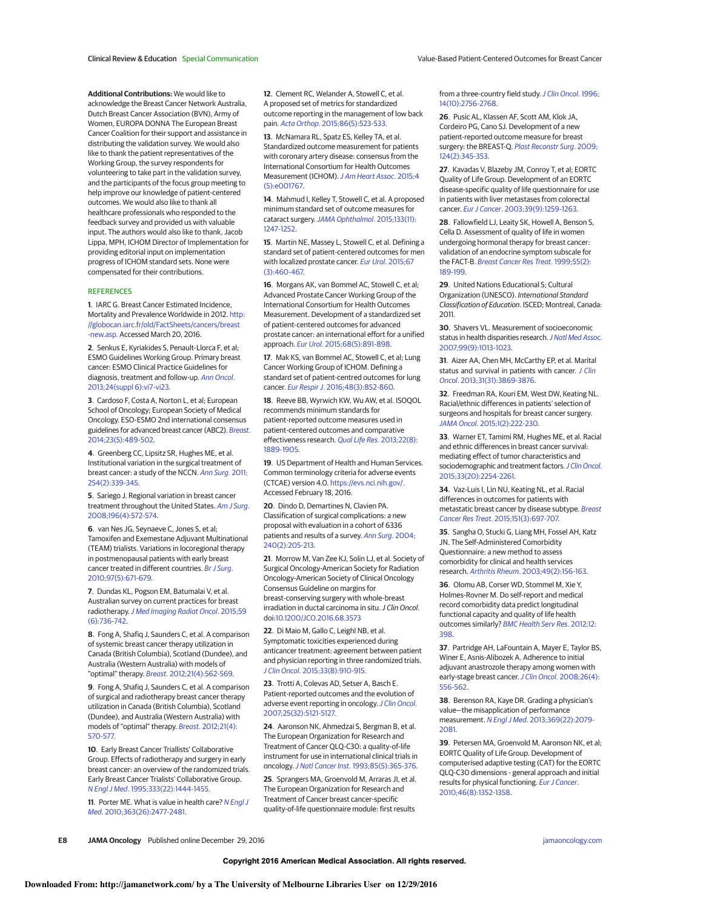**Additional Contributions:** We would like to acknowledge the Breast Cancer Network Australia, Dutch Breast Cancer Association (BVN), Army of Women, EUROPA DONNA The European Breast Cancer Coalition for their support and assistance in distributing the validation survey. We would also like to thank the patient representatives of the Working Group, the survey respondents for volunteering to take part in the validation survey, and the participants of the focus group meeting to help improve our knowledge of patient-centered outcomes. We would also like to thank all healthcare professionals who responded to the feedback survey and provided us with valuable input. The authors would also like to thank, Jacob Lippa, MPH, ICHOM Director of Implementation for providing editorial input on implementation progress of ICHOM standard sets. None were compensated for their contributions.

## REFERENCES

1. IARC G. Breast Cancer Estimated Incidence, Mortality and Prevalence Worldwide in 2012. http://globocan.iarc.fr/old/FactSheets/cancers/breast-new.asp. Accessed March 20, 2016.

2. Senkus E, Kyriakides S, Penault-Llorca F, et al; ESMO Guidelines Working Group. Primary breast cancer: ESMO Clinical Practice Guidelines for diagnosis, treatment and follow-up. *Ann Oncol*. 2013;24(suppl 6):vi7-vi23.

3. Cardoso F, Costa A, Norton L, et al; European School of Oncology; European Society of Medical Oncology. ESO-ESMO 2nd international consensus guidelines for advanced breast cancer (ABC2). *Breast*. 2014;23(5):489-502.

4. Greenberg CC, Lipsitz SR, Hughes ME, et al. Institutional variation in the surgical treatment of breast cancer: a study of the NCCN. *Ann Surg*. 2011;254(2):339-345.

5. Sariego J. Regional variation in breast cancer treatment throughout the United States. *Am J Surg*. 2008;196(4):572-574.

6. van Nes JG, Seynaeve C, Jones S, et al; Tamoxifen and Exemestane Adjuvant Multinational (TEAM) trialists. Variations in locoregional therapy in postmenopausal patients with early breast cancer treated in different countries. *Br J Surg*. 2010;97(5):671-679.

7. Dundas KL, Pogson EM, Batumalai V, et al. Australian survey on current practices for breast radiotherapy. *J Med Imaging Radiat Oncol*. 2015;59(6):736-742.

8. Fong A, Shafiq J, Saunders C, et al. A comparison of systemic breast cancer therapy utilization in Canada (British Columbia), Scotland (Dundee), and Australia (Western Australia) with models of "optimal" therapy. *Breast*. 2012;21(4):562-569.

9. Fong A, Shafiq J, Saunders C, et al. A comparison of surgical and radiotherapy breast cancer therapy utilization in Canada (British Columbia), Scotland (Dundee), and Australia (Western Australia) with models of "optimal" therapy. *Breast*. 2012;21(4):570-577.

10. Early Breast Cancer Triallists' Collaborative Group. Effects of radiotherapy and surgery in early breast cancer: an overview of the randomized trials. Early Breast Cancer Trialists' Collaborative Group. *N Engl J Med*. 1995;333(22):1444-1455.

11. Porter ME. What is value in health care? *N Engl J Med*. 2010;363(26):2477-2481.

12. Clement RC, Welander A, Stowell C, et al. A proposed set of metrics for standardized outcome reporting in the management of low back pain. *Acta Orthop*. 2015;86(5):523-533.

13. McNamara RL, Spatz ES, Kelley TA, et al. Standardized outcome measurement for patients with coronary artery disease: consensus from the International Consortium for Health Outcomes Measurement (ICHOM). *J Am Heart Assoc*. 2015;4(5):e001767.

14. Mahmud I, Kelley T, Stowell C, et al. A proposed minimum standard set of outcome measures for cataract surgery. *JAMA Ophthalmol*. 2015;133(11):1247-1252.

15. Martin NE, Massey L, Stowell C, et al. Defining a standard set of patient-centered outcomes for men with localized prostate cancer. *Eur Urol*. 2015;67(3):460-467.

16. Morgans AK, van Bommel AC, Stowell C, et al; Advanced Prostate Cancer Working Group of the International Consortium for Health Outcomes Measurement. Development of a standardized set of patient-centered outcomes for advanced prostate cancer: an international effort for a unified approach. *Eur Urol*. 2015;68(5):891-898.

17. Mak KS, van Bommel AC, Stowell C, et al; Lung Cancer Working Group of ICHOM. Defining a standard set of patient-centred outcomes for lung cancer. *Eur Respir J*. 2016;48(3):852-860.

18. Reeve BB, Wyrwich KW, Wu AW, et al. ISOQOL recommends minimum standards for patient-reported outcome measures used in patient-centered outcomes and comparative effectiveness research. *Qual Life Res*. 2013;22(8):1889-1905.

19. US Department of Health and Human Services. Common terminology criteria for adverse events (CTCAE) version 4.0. https://evs.nci.nih.gov/. Accessed February 18, 2016.

20. Dindo D, Demartines N, Clavien PA. Classification of surgical complications: a new proposal with evaluation in a cohort of 6336 patients and results of a survey. *Ann Surg*. 2004;240(2):205-213.

21. Morrow M, Van Zee KJ, Solin LJ, et al. Society of Surgical Oncology-American Society for Radiation Oncology-American Society of Clinical Oncology Consensus Guideline on margins for breast-conserving surgery with whole-breast irradiation in ductal carcinoma in situ. *J Clin Oncol*. doi:10.1200/JCO.2016.68.3573

22. Di Maio M, Gallo C, Leighl NB, et al. Symptomatic toxicities experienced during anticancer treatment: agreement between patient and physician reporting in three randomized trials. *J Clin Oncol*. 2015;33(8):910-915.

23. Trotti A, Colevas AD, Setser A, Basch E. Patient-reported outcomes and the evolution of adverse event reporting in oncology. *J Clin Oncol*. 2007;25(32):5121-5127.

24. Aaronson NK, Ahmedzai S, Bergman B, et al. The European Organization for Research and Treatment of Cancer QLQ-C30: a quality-of-life instrument for use in international clinical trials in oncology. *J Natl Cancer Inst*. 1993;85(5):365-376.

25. Sprangers MA, Groenvold M, Arraras JI, et al. The European Organization for Research and Treatment of Cancer breast cancer-specific quality-of-life questionnaire module: first results from a three-country field study. *J Clin Oncol*. 1996;14(10):2756-2768.

26. Pusic AL, Klassen AF, Scott AM, Klok JA, Cordeiro PG, Cano SJ. Development of a new patient-reported outcome measure for breast surgery: the BREAST-Q. *Plast Reconstr Surg*. 2009;124(2):345-353.

27. Kavadas V, Blazeby JM, Conroy T, et al; EORTC Quality of Life Group. Development of an EORTC disease-specific quality of life questionnaire for use in patients with liver metastases from colorectal cancer. *Eur J Cancer*. 2003;39(9):1259-1263.

28. Fallowfield LJ, Leaity SK, Howell A, Benson S, Cella D. Assessment of quality of life in women undergoing hormonal therapy for breast cancer: validation of an endocrine symptom subscale for the FACT-B. *Breast Cancer Res Treat*. 1999;55(2):189-199.

29. United Nations Educational S; Cultural Organization (UNESCO). *International Standard Classification of Education*. ISCED; Montreal, Canada: 2011.

30. Shavers VL. Measurement of socioeconomic status in health disparities research. *J Natl Med Assoc*. 2007;99(9):1013-1023.

31. Aizer AA, Chen MH, McCarthy EP, et al. Marital status and survival in patients with cancer. *J Clin Oncol*. 2013;31(31):3869-3876.

32. Freedman RA, Kouri EM, West DW, Keating NL. Racial/ethnic differences in patients' selection of surgeons and hospitals for breast cancer surgery. *JAMA Oncol*. 2015;1(2):222-230.

33. Warner ET, Tamimi RM, Hughes ME, et al. Racial and ethnic differences in breast cancer survival: mediating effect of tumor characteristics and sociodemographic and treatment factors. *J Clin Oncol*. 2015;33(20):2254-2261.

34. Vaz-Luis I, Lin NU, Keating NL, et al. Racial differences in outcomes for patients with metastatic breast cancer by disease subtype. *Breast Cancer Res Treat*. 2015;151(3):697-707.

35. Sangha O, Stucki G, Liang MH, Fossel AH, Katz JN. The Self-Administered Comorbidity Questionnaire: a new method to assess comorbidity for clinical and health services research. *Arthritis Rheum*. 2003;49(2):156-163.

36. Olomu AB, Corser WD, Stommel M, Xie Y, Holmes-Rovner M. Do self-report and medical record comorbidity data predict longitudinal functional capacity and quality of life health outcomes similarly? *BMC Health Serv Res*. 2012;12:398.

37. Partridge AH, LaFountain A, Mayer E, Taylor BS, Winer E, Asnis-Alibozek A. Adherence to initial adjuvant anastrozole therapy among women with early-stage breast cancer. *J Clin Oncol*. 2008;26(4):556-562.

38. Berenson RA, Kaye DR. Grading a physician's value—the misapplication of performance measurement. *N Engl J Med*. 2013;369(22):2079-2081.

39. Petersen MA, Groenvold M, Aaronson NK, et al; EORTC Quality of Life Group. Development of computerised adaptive testing (CAT) for the EORTC QLQ-C30 dimensions - general approach and initial results for physical functioning. *Eur J Cancer*. 2010;46(8):1352-1358.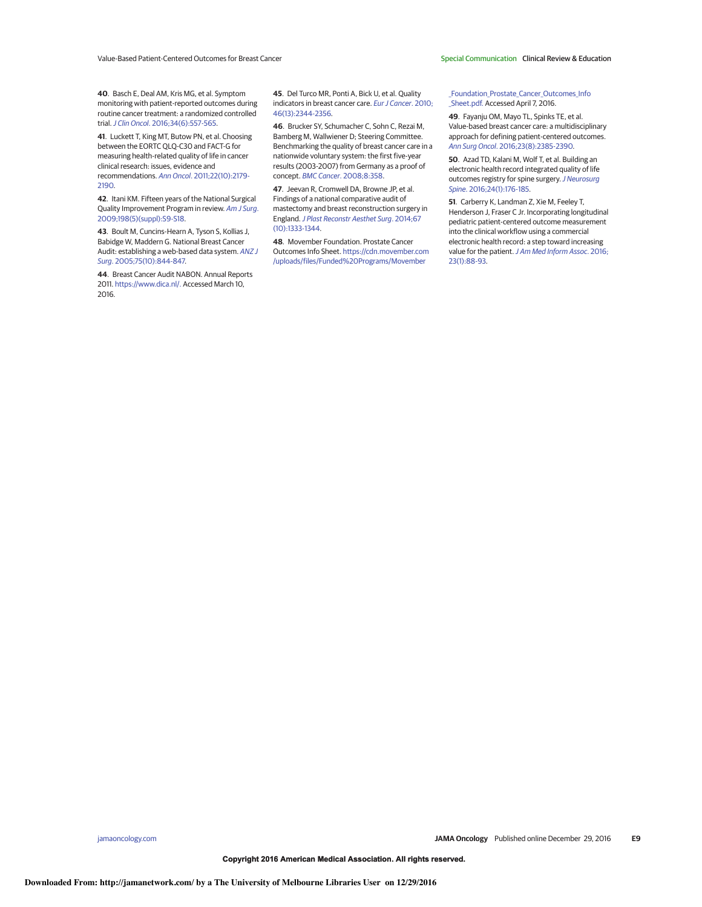40. Basch E, Deal AM, Kris MG, et al. Symptom monitoring with patient-reported outcomes during routine cancer treatment: a randomized controlled trial. *J Clin Oncol*. 2016;34(6):557-565.

41. Luckett T, King MT, Butow PN, et al. Choosing between the EORTC QLQ-C30 and FACT-G for measuring health-related quality of life in cancer clinical research: issues, evidence and recommendations. *Ann Oncol*. 2011;22(10):2179-2190.

42. Itani KM. Fifteen years of the National Surgical Quality Improvement Program in review. *Am J Surg*. 2009;198(5)(suppl):S9-S18.

43. Boult M, Cuncins-Hearn A, Tyson S, Kollias J, Babidge W, Maddern G. National Breast Cancer Audit: establishing a web-based data system. *ANZ J Surg*. 2005;75(10):844-847.

44. Breast Cancer Audit NABON. Annual Reports 2011. https://www.dica.nl/. Accessed March 10, 2016.

45. Del Turco MR, Ponti A, Bick U, et al. Quality indicators in breast cancer care. *Eur J Cancer*. 2010;46(13):2344-2356.

46. Brucker SY, Schumacher C, Sohn C, Rezai M, Bamberg M, Wallwiener D; Steering Committee. Benchmarking the quality of breast cancer care in a nationwide voluntary system: the first five-year results (2003-2007) from Germany as a proof of concept. *BMC Cancer*. 2008;8:358.

47. Jeevan R, Cromwell DA, Browne JP, et al. Findings of a national comparative audit of mastectomy and breast reconstruction surgery in England. *J Plast Reconstr Aesthet Surg*. 2014;67(10):1333-1344.

48. Movember Foundation. Prostate Cancer Outcomes Info Sheet. https://cdn.movember.com/uploads/files/Funded%20Programs/Movember_Foundation_Prostate_Cancer_Outcomes_Info_Sheet.pdf. Accessed April 7, 2016.

49. Fayanju OM, Mayo TL, Spinks TE, et al. Value-based breast cancer care: a multidisciplinary approach for defining patient-centered outcomes. *Ann Surg Oncol*. 2016;23(8):2385-2390.

50. Azad TD, Kalani M, Wolf T, et al. Building an electronic health record integrated quality of life outcomes registry for spine surgery. *J Neurosurg Spine*. 2016;24(1):176-185.

51. Carberry K, Landman Z, Xie M, Feeley T, Henderson J, Fraser C Jr. Incorporating longitudinal pediatric patient-centered outcome measurement into the clinical workflow using a commercial electronic health record: a step toward increasing value for the patient. *J Am Med Inform Assoc*. 2016;23(1):88-93.